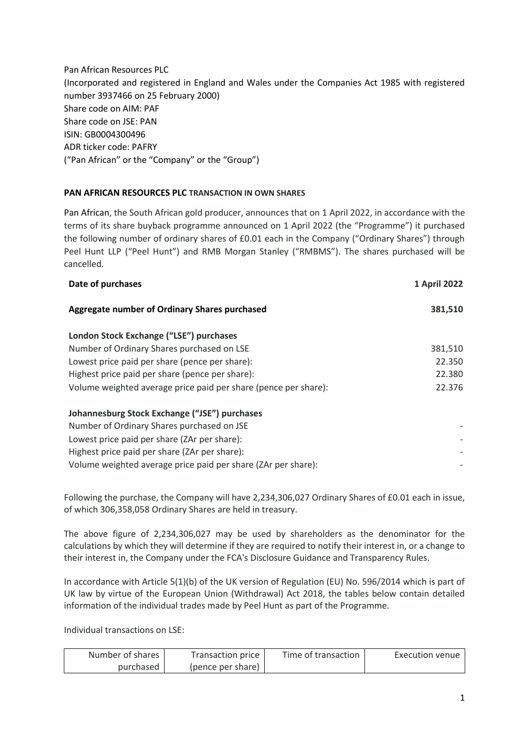Pan African Resources PLC
(Incorporated and registered in England and Wales under the Companies Act 1985 with registered number 3937466 on 25 February 2000)
Share code on AIM: PAF
Share code on JSE: PAN
ISIN: GB0004300496
ADR ticker code: PAFRY
("Pan African" or the "Company" or the "Group")

**PAN AFRICAN RESOURCES PLC TRANSACTION IN OWN SHARES**

Pan African, the South African gold producer, announces that on 1 April 2022, in accordance with the terms of its share buyback programme announced on 1 April 2022 (the "Programme") it purchased the following number of ordinary shares of £0.01 each in the Company ("Ordinary Shares") through Peel Hunt LLP ("Peel Hunt") and RMB Morgan Stanley ("RMBMS"). The shares purchased will be cancelled.

| | |
|---|---|
| **Date of purchases** | **1 April 2022** |
| **Aggregate number of Ordinary Shares purchased** | **381,510** |
| **London Stock Exchange ("LSE") purchases** | |
| Number of Ordinary Shares purchased on LSE | 381,510 |
| Lowest price paid per share (pence per share): | 22.350 |
| Highest price paid per share (pence per share): | 22.380 |
| Volume weighted average price paid per share (pence per share): | 22.376 |
| **Johannesburg Stock Exchange ("JSE") purchases** | |
| Number of Ordinary Shares purchased on JSE | - |
| Lowest price paid per share (ZAr per share): | - |
| Highest price paid per share (ZAr per share): | - |
| Volume weighted average price paid per share (ZAr per share): | - |

Following the purchase, the Company will have 2,234,306,027 Ordinary Shares of £0.01 each in issue, of which 306,358,058 Ordinary Shares are held in treasury.

The above figure of 2,234,306,027 may be used by shareholders as the denominator for the calculations by which they will determine if they are required to notify their interest in, or a change to their interest in, the Company under the FCA's Disclosure Guidance and Transparency Rules.

In accordance with Article 5(1)(b) of the UK version of Regulation (EU) No. 596/2014 which is part of UK law by virtue of the European Union (Withdrawal) Act 2018, the tables below contain detailed information of the individual trades made by Peel Hunt as part of the Programme.

Individual transactions on LSE:

| Number of shares purchased | Transaction price (pence per share) | Time of transaction | Execution venue |
|---|---|---|---|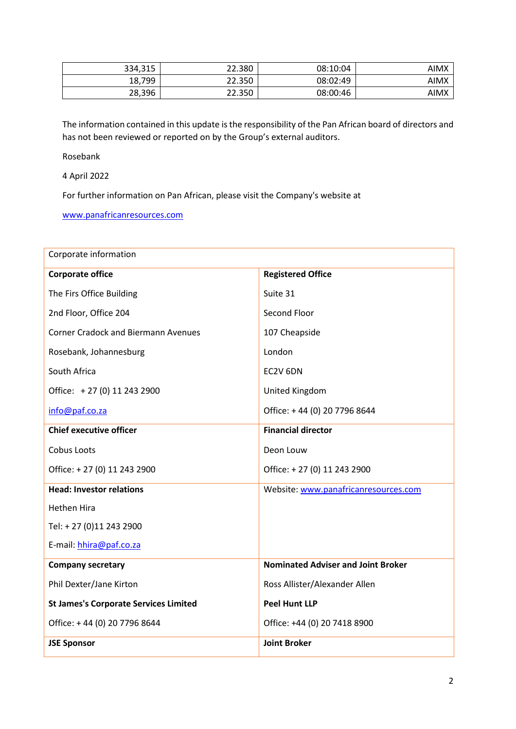| | | | |
|---|---|---|---|
| 334,315 | 22.380 | 08:10:04 | AIMX |
| 18,799 | 22.350 | 08:02:49 | AIMX |
| 28,396 | 22.350 | 08:00:46 | AIMX |

The information contained in this update is the responsibility of the Pan African board of directors and has not been reviewed or reported on by the Group's external auditors.

Rosebank

4 April 2022

For further information on Pan African, please visit the Company's website at

www.panafricanresources.com

| Corporate information | |
|---|---|
| **Corporate office**<br>The Firs Office Building<br>2nd Floor, Office 204<br>Corner Cradock and Biermann Avenues<br>Rosebank, Johannesburg<br>South Africa<br>Office: + 27 (0) 11 243 2900<br>info@paf.co.za | **Registered Office**<br>Suite 31<br>Second Floor<br>107 Cheapside<br>London<br>EC2V 6DN<br>United Kingdom<br>Office: + 44 (0) 20 7796 8644 |
| **Chief executive officer**<br>Cobus Loots<br>Office: + 27 (0) 11 243 2900 | **Financial director**<br>Deon Louw<br>Office: + 27 (0) 11 243 2900 |
| **Head: Investor relations**<br>Hethen Hira<br>Tel: + 27 (0)11 243 2900<br>E-mail: hhira@paf.co.za | Website: www.panafricanresources.com |
| **Company secretary**<br>Phil Dexter/Jane Kirton<br>**St James's Corporate Services Limited**<br>Office: + 44 (0) 20 7796 8644 | **Nominated Adviser and Joint Broker**<br>Ross Allister/Alexander Allen<br>**Peel Hunt LLP**<br>Office: +44 (0) 20 7418 8900 |
| **JSE Sponsor** | **Joint Broker** |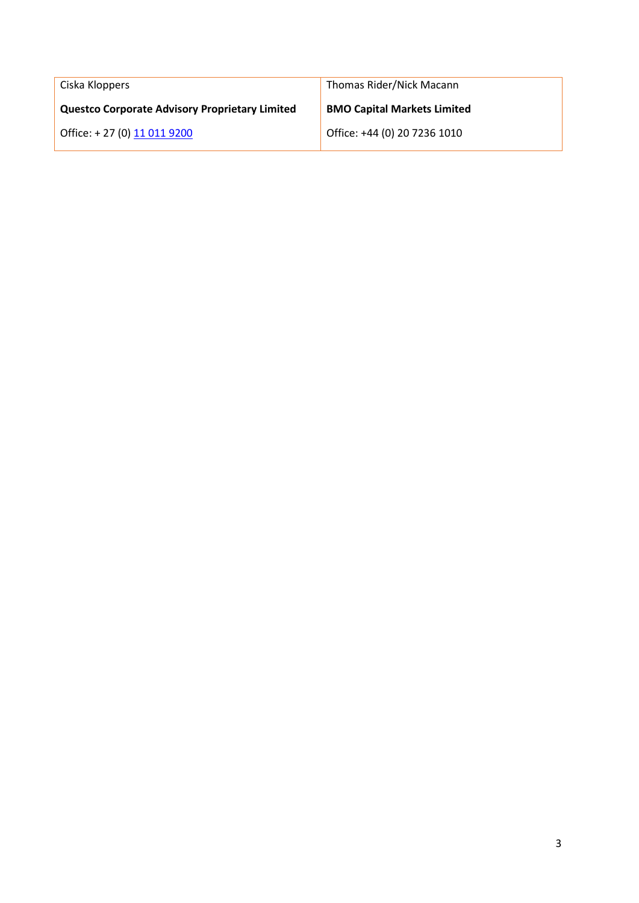| | |
|---|---|
| Ciska Kloppers | Thomas Rider/Nick Macann |
| **Questco Corporate Advisory Proprietary Limited** | **BMO Capital Markets Limited** |
| Office: + 27 (0) 11 011 9200 | Office: +44 (0) 20 7236 1010 |